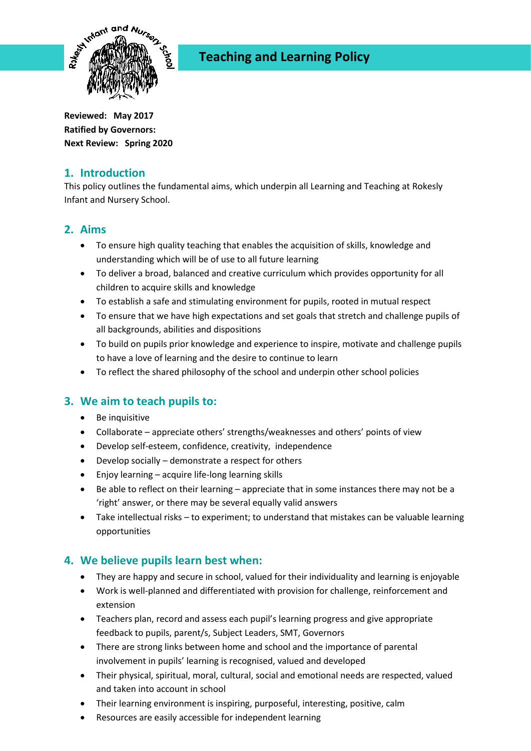# Teaching and Learning Policy

**Reviewed: May 2017**
**Ratified by Governors:**
**Next Review: Spring 2020**

## 1. Introduction

This policy outlines the fundamental aims, which underpin all Learning and Teaching at Rokesly Infant and Nursery School.

## 2. Aims

- To ensure high quality teaching that enables the acquisition of skills, knowledge and understanding which will be of use to all future learning
- To deliver a broad, balanced and creative curriculum which provides opportunity for all children to acquire skills and knowledge
- To establish a safe and stimulating environment for pupils, rooted in mutual respect
- To ensure that we have high expectations and set goals that stretch and challenge pupils of all backgrounds, abilities and dispositions
- To build on pupils prior knowledge and experience to inspire, motivate and challenge pupils to have a love of learning and the desire to continue to learn
- To reflect the shared philosophy of the school and underpin other school policies

## 3. We aim to teach pupils to:

- Be inquisitive
- Collaborate – appreciate others' strengths/weaknesses and others' points of view
- Develop self-esteem, confidence, creativity, independence
- Develop socially – demonstrate a respect for others
- Enjoy learning – acquire life-long learning skills
- Be able to reflect on their learning – appreciate that in some instances there may not be a 'right' answer, or there may be several equally valid answers
- Take intellectual risks – to experiment; to understand that mistakes can be valuable learning opportunities

## 4. We believe pupils learn best when:

- They are happy and secure in school, valued for their individuality and learning is enjoyable
- Work is well-planned and differentiated with provision for challenge, reinforcement and extension
- Teachers plan, record and assess each pupil's learning progress and give appropriate feedback to pupils, parent/s, Subject Leaders, SMT, Governors
- There are strong links between home and school and the importance of parental involvement in pupils' learning is recognised, valued and developed
- Their physical, spiritual, moral, cultural, social and emotional needs are respected, valued and taken into account in school
- Their learning environment is inspiring, purposeful, interesting, positive, calm
- Resources are easily accessible for independent learning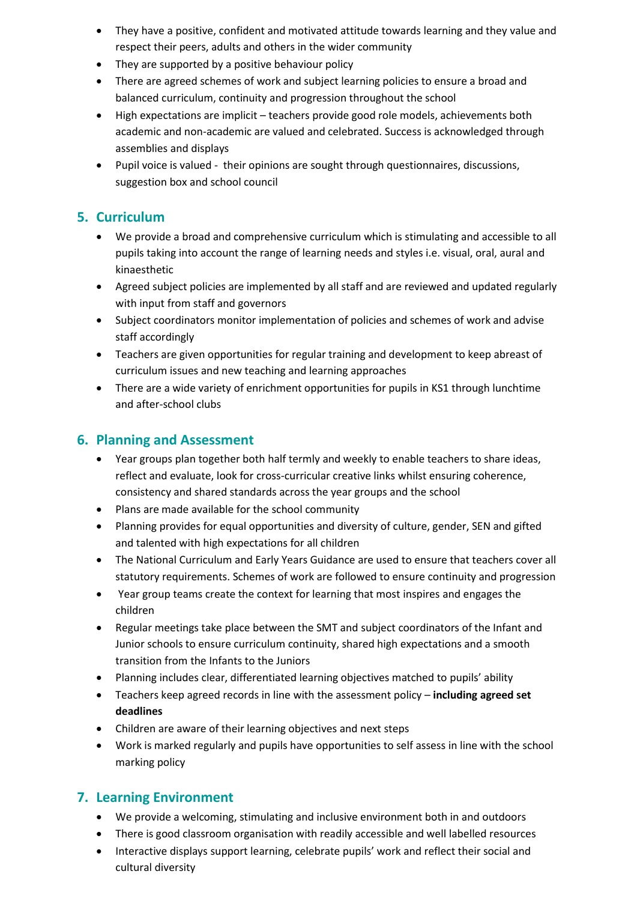- They have a positive, confident and motivated attitude towards learning and they value and respect their peers, adults and others in the wider community
- They are supported by a positive behaviour policy
- There are agreed schemes of work and subject learning policies to ensure a broad and balanced curriculum, continuity and progression throughout the school
- High expectations are implicit – teachers provide good role models, achievements both academic and non-academic are valued and celebrated. Success is acknowledged through assemblies and displays
- Pupil voice is valued - their opinions are sought through questionnaires, discussions, suggestion box and school council

## 5. Curriculum

- We provide a broad and comprehensive curriculum which is stimulating and accessible to all pupils taking into account the range of learning needs and styles i.e. visual, oral, aural and kinaesthetic
- Agreed subject policies are implemented by all staff and are reviewed and updated regularly with input from staff and governors
- Subject coordinators monitor implementation of policies and schemes of work and advise staff accordingly
- Teachers are given opportunities for regular training and development to keep abreast of curriculum issues and new teaching and learning approaches
- There are a wide variety of enrichment opportunities for pupils in KS1 through lunchtime and after-school clubs

## 6. Planning and Assessment

- Year groups plan together both half termly and weekly to enable teachers to share ideas, reflect and evaluate, look for cross-curricular creative links whilst ensuring coherence, consistency and shared standards across the year groups and the school
- Plans are made available for the school community
- Planning provides for equal opportunities and diversity of culture, gender, SEN and gifted and talented with high expectations for all children
- The National Curriculum and Early Years Guidance are used to ensure that teachers cover all statutory requirements. Schemes of work are followed to ensure continuity and progression
- Year group teams create the context for learning that most inspires and engages the children
- Regular meetings take place between the SMT and subject coordinators of the Infant and Junior schools to ensure curriculum continuity, shared high expectations and a smooth transition from the Infants to the Juniors
- Planning includes clear, differentiated learning objectives matched to pupils' ability
- Teachers keep agreed records in line with the assessment policy – **including agreed set deadlines**
- Children are aware of their learning objectives and next steps
- Work is marked regularly and pupils have opportunities to self assess in line with the school marking policy

## 7. Learning Environment

- We provide a welcoming, stimulating and inclusive environment both in and outdoors
- There is good classroom organisation with readily accessible and well labelled resources
- Interactive displays support learning, celebrate pupils' work and reflect their social and cultural diversity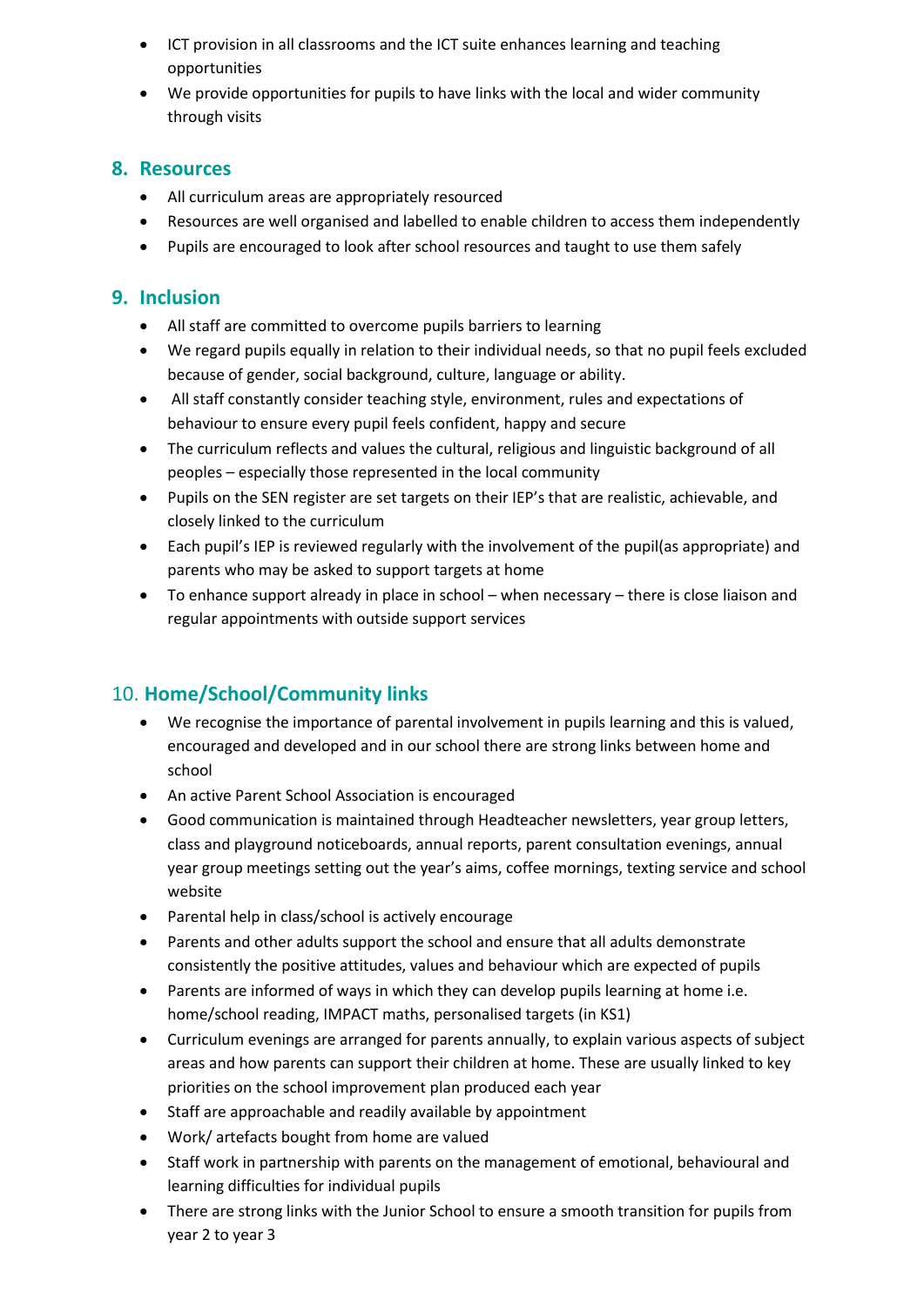- ICT provision in all classrooms and the ICT suite enhances learning and teaching opportunities
- We provide opportunities for pupils to have links with the local and wider community through visits

## 8. Resources

- All curriculum areas are appropriately resourced
- Resources are well organised and labelled to enable children to access them independently
- Pupils are encouraged to look after school resources and taught to use them safely

## 9. Inclusion

- All staff are committed to overcome pupils barriers to learning
- We regard pupils equally in relation to their individual needs, so that no pupil feels excluded because of gender, social background, culture, language or ability.
- All staff constantly consider teaching style, environment, rules and expectations of behaviour to ensure every pupil feels confident, happy and secure
- The curriculum reflects and values the cultural, religious and linguistic background of all peoples – especially those represented in the local community
- Pupils on the SEN register are set targets on their IEP's that are realistic, achievable, and closely linked to the curriculum
- Each pupil's IEP is reviewed regularly with the involvement of the pupil(as appropriate) and parents who may be asked to support targets at home
- To enhance support already in place in school – when necessary – there is close liaison and regular appointments with outside support services

## 10. Home/School/Community links

- We recognise the importance of parental involvement in pupils learning and this is valued, encouraged and developed and in our school there are strong links between home and school
- An active Parent School Association is encouraged
- Good communication is maintained through Headteacher newsletters, year group letters, class and playground noticeboards, annual reports, parent consultation evenings, annual year group meetings setting out the year's aims, coffee mornings, texting service and school website
- Parental help in class/school is actively encourage
- Parents and other adults support the school and ensure that all adults demonstrate consistently the positive attitudes, values and behaviour which are expected of pupils
- Parents are informed of ways in which they can develop pupils learning at home i.e. home/school reading, IMPACT maths, personalised targets (in KS1)
- Curriculum evenings are arranged for parents annually, to explain various aspects of subject areas and how parents can support their children at home. These are usually linked to key priorities on the school improvement plan produced each year
- Staff are approachable and readily available by appointment
- Work/ artefacts bought from home are valued
- Staff work in partnership with parents on the management of emotional, behavioural and learning difficulties for individual pupils
- There are strong links with the Junior School to ensure a smooth transition for pupils from year 2 to year 3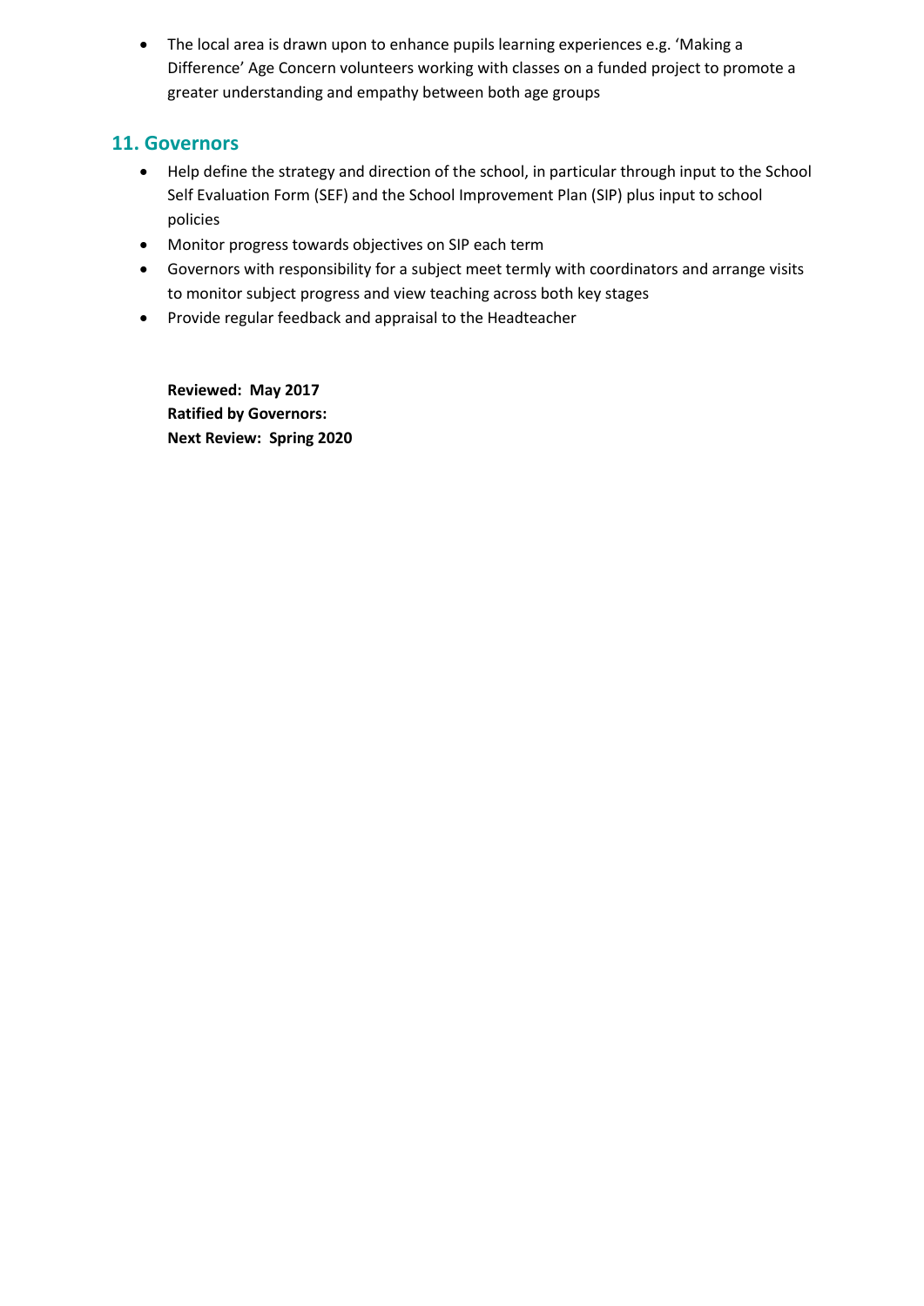- The local area is drawn upon to enhance pupils learning experiences e.g. 'Making a Difference' Age Concern volunteers working with classes on a funded project to promote a greater understanding and empathy between both age groups

## 11. Governors

- Help define the strategy and direction of the school, in particular through input to the School Self Evaluation Form (SEF) and the School Improvement Plan (SIP) plus input to school policies
- Monitor progress towards objectives on SIP each term
- Governors with responsibility for a subject meet termly with coordinators and arrange visits to monitor subject progress and view teaching across both key stages
- Provide regular feedback and appraisal to the Headteacher

**Reviewed: May 2017**
**Ratified by Governors:**
**Next Review: Spring 2020**